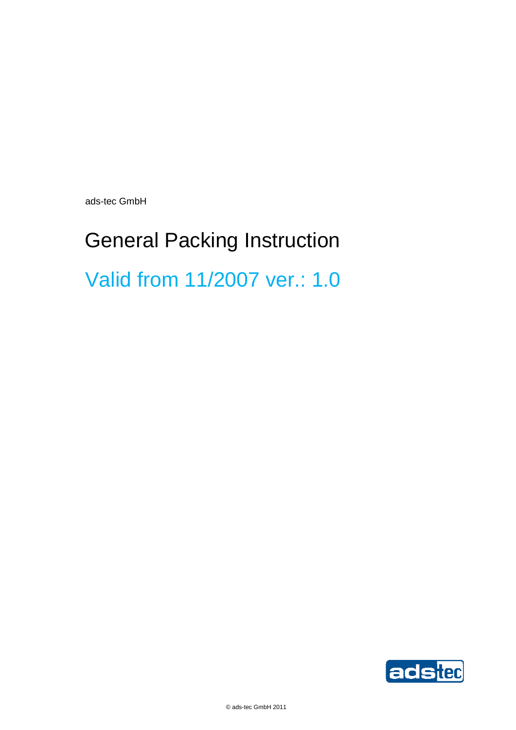ads-tec GmbH

# General Packing Instruction

## Valid from 11/2007 ver.: 1.0

© ads-tec GmbH 2011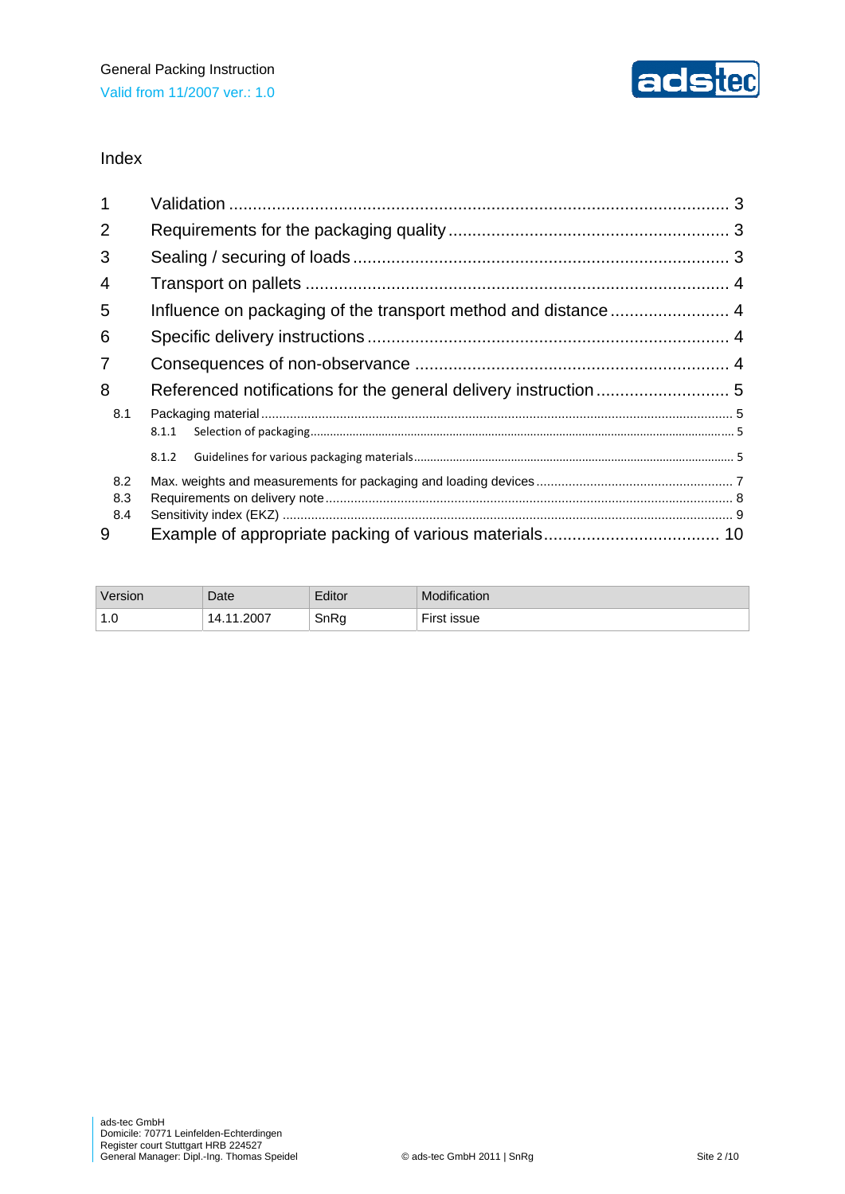# Index

| | | |
|---|---|---|
| 1 | Validation | 3 |
| 2 | Requirements for the packaging quality | 3 |
| 3 | Sealing / securing of loads | 3 |
| 4 | Transport on pallets | 4 |
| 5 | Influence on packaging of the transport method and distance | 4 |
| 6 | Specific delivery instructions | 4 |
| 7 | Consequences of non-observance | 4 |
| 8 | Referenced notifications for the general delivery instruction | 5 |
| 8.1 | Packaging material | 5 |
| 8.1.1 | Selection of packaging | 5 |
| 8.1.2 | Guidelines for various packaging materials | 5 |
| 8.2 | Max. weights and measurements for packaging and loading devices | 7 |
| 8.3 | Requirements on delivery note | 8 |
| 8.4 | Sensitivity index (EKZ) | 9 |
| 9 | Example of appropriate packing of various materials | 10 |

| Version | Date | Editor | Modification |
|---|---|---|---|
| 1.0 | 14.11.2007 | SnRg | First issue |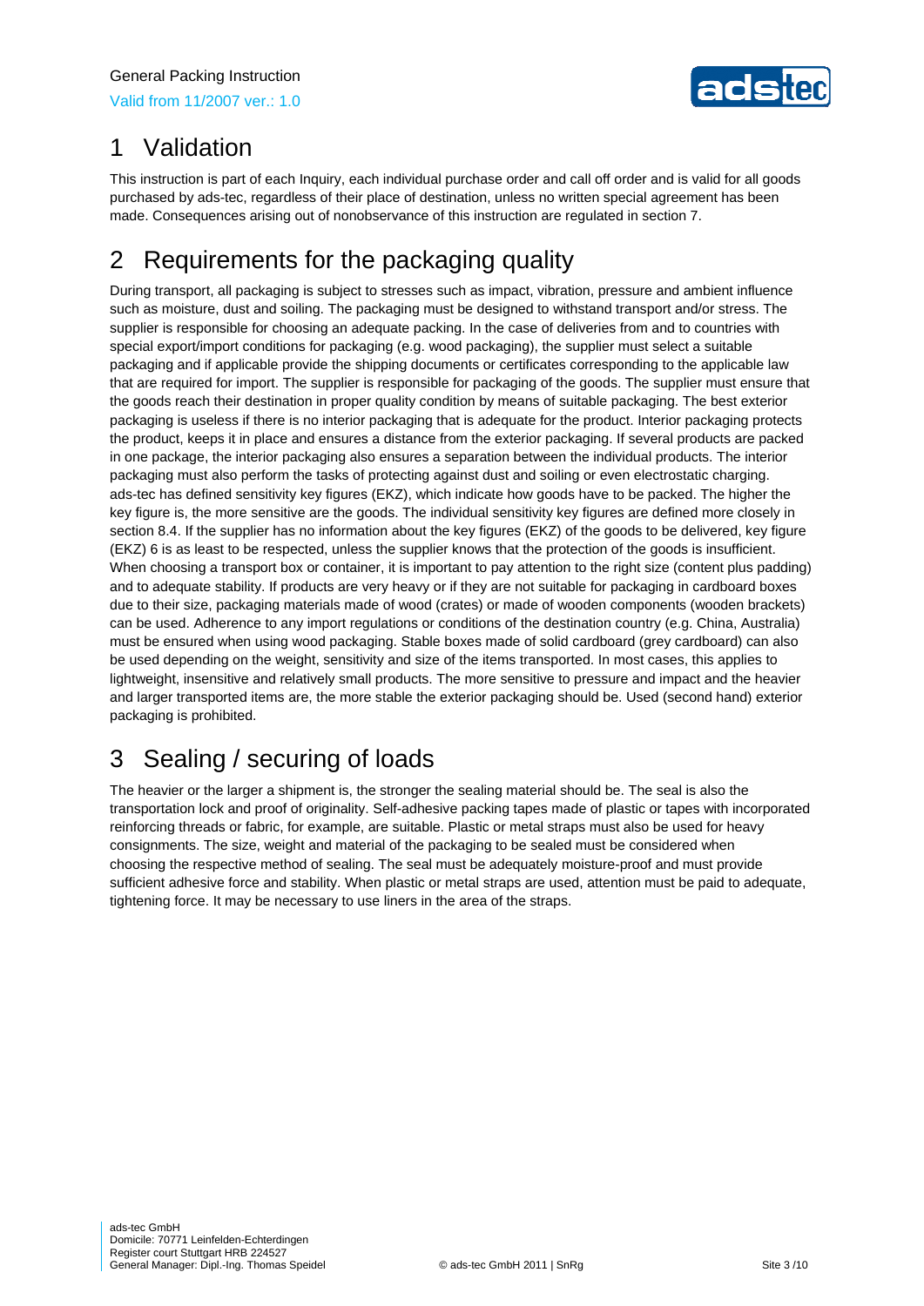# 1 Validation

This instruction is part of each Inquiry, each individual purchase order and call off order and is valid for all goods purchased by ads-tec, regardless of their place of destination, unless no written special agreement has been made. Consequences arising out of nonobservance of this instruction are regulated in section 7.

# 2 Requirements for the packaging quality

During transport, all packaging is subject to stresses such as impact, vibration, pressure and ambient influence such as moisture, dust and soiling. The packaging must be designed to withstand transport and/or stress. The supplier is responsible for choosing an adequate packing. In the case of deliveries from and to countries with special export/import conditions for packaging (e.g. wood packaging), the supplier must select a suitable packaging and if applicable provide the shipping documents or certificates corresponding to the applicable law that are required for import. The supplier is responsible for packaging of the goods. The supplier must ensure that the goods reach their destination in proper quality condition by means of suitable packaging. The best exterior packaging is useless if there is no interior packaging that is adequate for the product. Interior packaging protects the product, keeps it in place and ensures a distance from the exterior packaging. If several products are packed in one package, the interior packaging also ensures a separation between the individual products. The interior packaging must also perform the tasks of protecting against dust and soiling or even electrostatic charging. ads-tec has defined sensitivity key figures (EKZ), which indicate how goods have to be packed. The higher the key figure is, the more sensitive are the goods. The individual sensitivity key figures are defined more closely in section 8.4. If the supplier has no information about the key figures (EKZ) of the goods to be delivered, key figure (EKZ) 6 is as least to be respected, unless the supplier knows that the protection of the goods is insufficient. When choosing a transport box or container, it is important to pay attention to the right size (content plus padding) and to adequate stability. If products are very heavy or if they are not suitable for packaging in cardboard boxes due to their size, packaging materials made of wood (crates) or made of wooden components (wooden brackets) can be used. Adherence to any import regulations or conditions of the destination country (e.g. China, Australia) must be ensured when using wood packaging. Stable boxes made of solid cardboard (grey cardboard) can also be used depending on the weight, sensitivity and size of the items transported. In most cases, this applies to lightweight, insensitive and relatively small products. The more sensitive to pressure and impact and the heavier and larger transported items are, the more stable the exterior packaging should be. Used (second hand) exterior packaging is prohibited.

# 3 Sealing / securing of loads

The heavier or the larger a shipment is, the stronger the sealing material should be. The seal is also the transportation lock and proof of originality. Self-adhesive packing tapes made of plastic or tapes with incorporated reinforcing threads or fabric, for example, are suitable. Plastic or metal straps must also be used for heavy consignments. The size, weight and material of the packaging to be sealed must be considered when choosing the respective method of sealing. The seal must be adequately moisture-proof and must provide sufficient adhesive force and stability. When plastic or metal straps are used, attention must be paid to adequate, tightening force. It may be necessary to use liners in the area of the straps.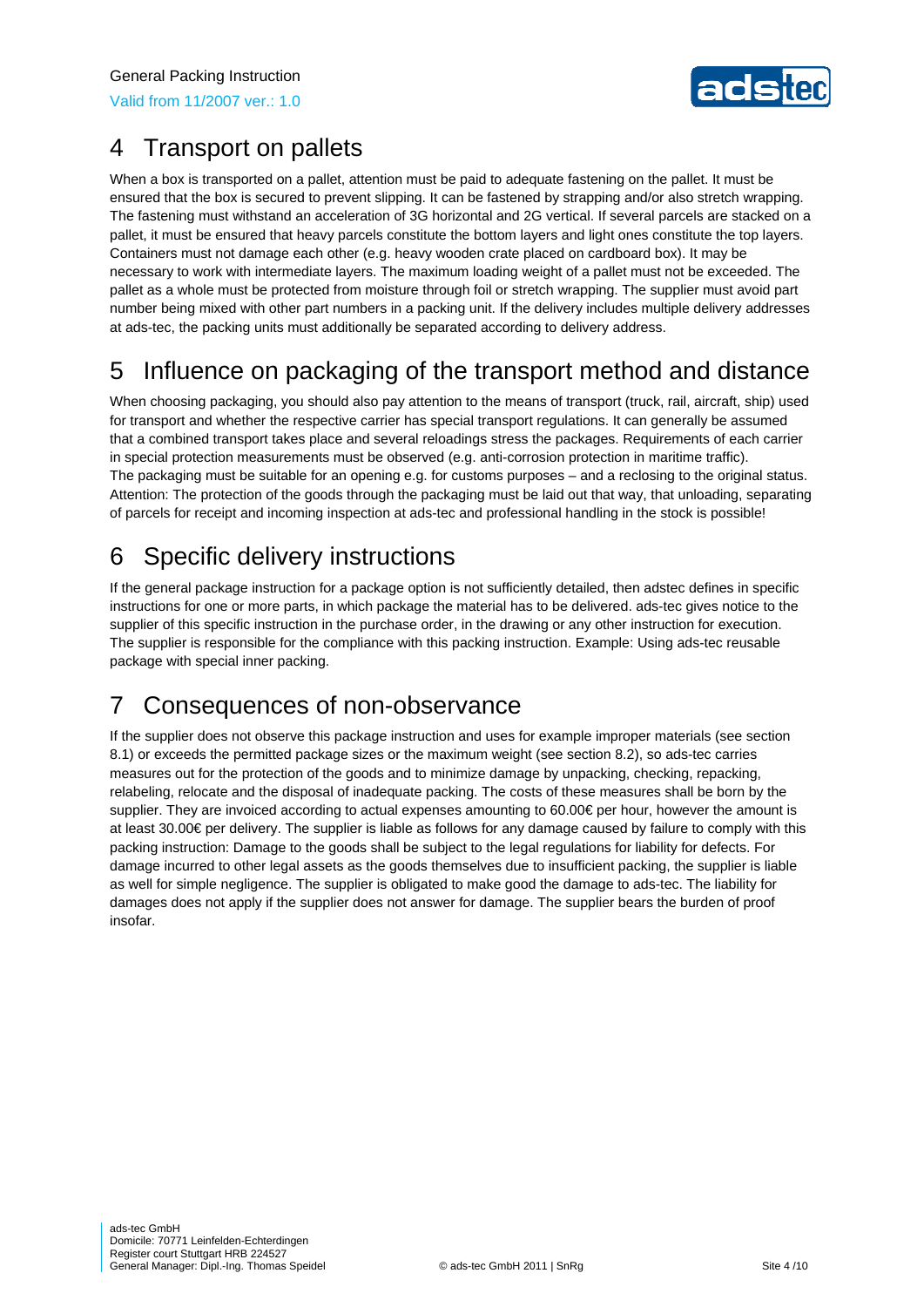# 4 Transport on pallets

When a box is transported on a pallet, attention must be paid to adequate fastening on the pallet. It must be ensured that the box is secured to prevent slipping. It can be fastened by strapping and/or also stretch wrapping. The fastening must withstand an acceleration of 3G horizontal and 2G vertical. If several parcels are stacked on a pallet, it must be ensured that heavy parcels constitute the bottom layers and light ones constitute the top layers. Containers must not damage each other (e.g. heavy wooden crate placed on cardboard box). It may be necessary to work with intermediate layers. The maximum loading weight of a pallet must not be exceeded. The pallet as a whole must be protected from moisture through foil or stretch wrapping. The supplier must avoid part number being mixed with other part numbers in a packing unit. If the delivery includes multiple delivery addresses at ads-tec, the packing units must additionally be separated according to delivery address.

# 5 Influence on packaging of the transport method and distance

When choosing packaging, you should also pay attention to the means of transport (truck, rail, aircraft, ship) used for transport and whether the respective carrier has special transport regulations. It can generally be assumed that a combined transport takes place and several reloadings stress the packages. Requirements of each carrier in special protection measurements must be observed (e.g. anti-corrosion protection in maritime traffic).
The packaging must be suitable for an opening e.g. for customs purposes – and a reclosing to the original status.
Attention: The protection of the goods through the packaging must be laid out that way, that unloading, separating of parcels for receipt and incoming inspection at ads-tec and professional handling in the stock is possible!

# 6 Specific delivery instructions

If the general package instruction for a package option is not sufficiently detailed, then adstec defines in specific instructions for one or more parts, in which package the material has to be delivered. ads-tec gives notice to the supplier of this specific instruction in the purchase order, in the drawing or any other instruction for execution. The supplier is responsible for the compliance with this packing instruction. Example: Using ads-tec reusable package with special inner packing.

# 7 Consequences of non-observance

If the supplier does not observe this package instruction and uses for example improper materials (see section 8.1) or exceeds the permitted package sizes or the maximum weight (see section 8.2), so ads-tec carries measures out for the protection of the goods and to minimize damage by unpacking, checking, repacking, relabeling, relocate and the disposal of inadequate packing. The costs of these measures shall be born by the supplier. They are invoiced according to actual expenses amounting to 60.00€ per hour, however the amount is at least 30.00€ per delivery. The supplier is liable as follows for any damage caused by failure to comply with this packing instruction: Damage to the goods shall be subject to the legal regulations for liability for defects. For damage incurred to other legal assets as the goods themselves due to insufficient packing, the supplier is liable as well for simple negligence. The supplier is obligated to make good the damage to ads-tec. The liability for damages does not apply if the supplier does not answer for damage. The supplier bears the burden of proof insofar.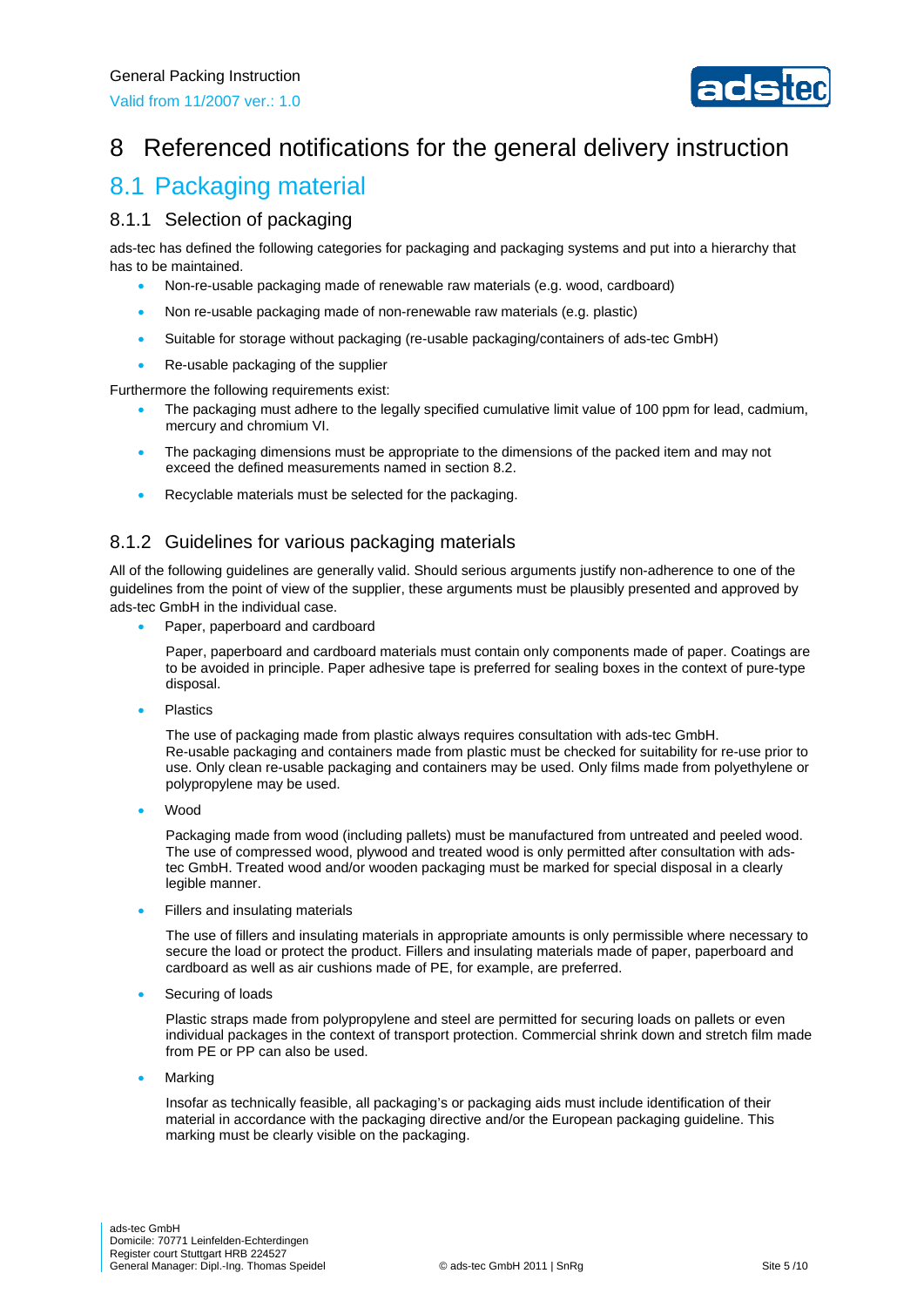# 8 Referenced notifications for the general delivery instruction

## 8.1 Packaging material

### 8.1.1 Selection of packaging

ads-tec has defined the following categories for packaging and packaging systems and put into a hierarchy that has to be maintained.

- Non-re-usable packaging made of renewable raw materials (e.g. wood, cardboard)
- Non re-usable packaging made of non-renewable raw materials (e.g. plastic)
- Suitable for storage without packaging (re-usable packaging/containers of ads-tec GmbH)
- Re-usable packaging of the supplier

Furthermore the following requirements exist:

- The packaging must adhere to the legally specified cumulative limit value of 100 ppm for lead, cadmium, mercury and chromium VI.
- The packaging dimensions must be appropriate to the dimensions of the packed item and may not exceed the defined measurements named in section 8.2.
- Recyclable materials must be selected for the packaging.

### 8.1.2 Guidelines for various packaging materials

All of the following guidelines are generally valid. Should serious arguments justify non-adherence to one of the guidelines from the point of view of the supplier, these arguments must be plausibly presented and approved by ads-tec GmbH in the individual case.

- Paper, paperboard and cardboard

  Paper, paperboard and cardboard materials must contain only components made of paper. Coatings are to be avoided in principle. Paper adhesive tape is preferred for sealing boxes in the context of pure-type disposal.

- Plastics

  The use of packaging made from plastic always requires consultation with ads-tec GmbH. Re-usable packaging and containers made from plastic must be checked for suitability for re-use prior to use. Only clean re-usable packaging and containers may be used. Only films made from polyethylene or polypropylene may be used.

- Wood

  Packaging made from wood (including pallets) must be manufactured from untreated and peeled wood. The use of compressed wood, plywood and treated wood is only permitted after consultation with ads-tec GmbH. Treated wood and/or wooden packaging must be marked for special disposal in a clearly legible manner.

- Fillers and insulating materials

  The use of fillers and insulating materials in appropriate amounts is only permissible where necessary to secure the load or protect the product. Fillers and insulating materials made of paper, paperboard and cardboard as well as air cushions made of PE, for example, are preferred.

- Securing of loads

  Plastic straps made from polypropylene and steel are permitted for securing loads on pallets or even individual packages in the context of transport protection. Commercial shrink down and stretch film made from PE or PP can also be used.

- Marking

  Insofar as technically feasible, all packaging's or packaging aids must include identification of their material in accordance with the packaging directive and/or the European packaging guideline. This marking must be clearly visible on the packaging.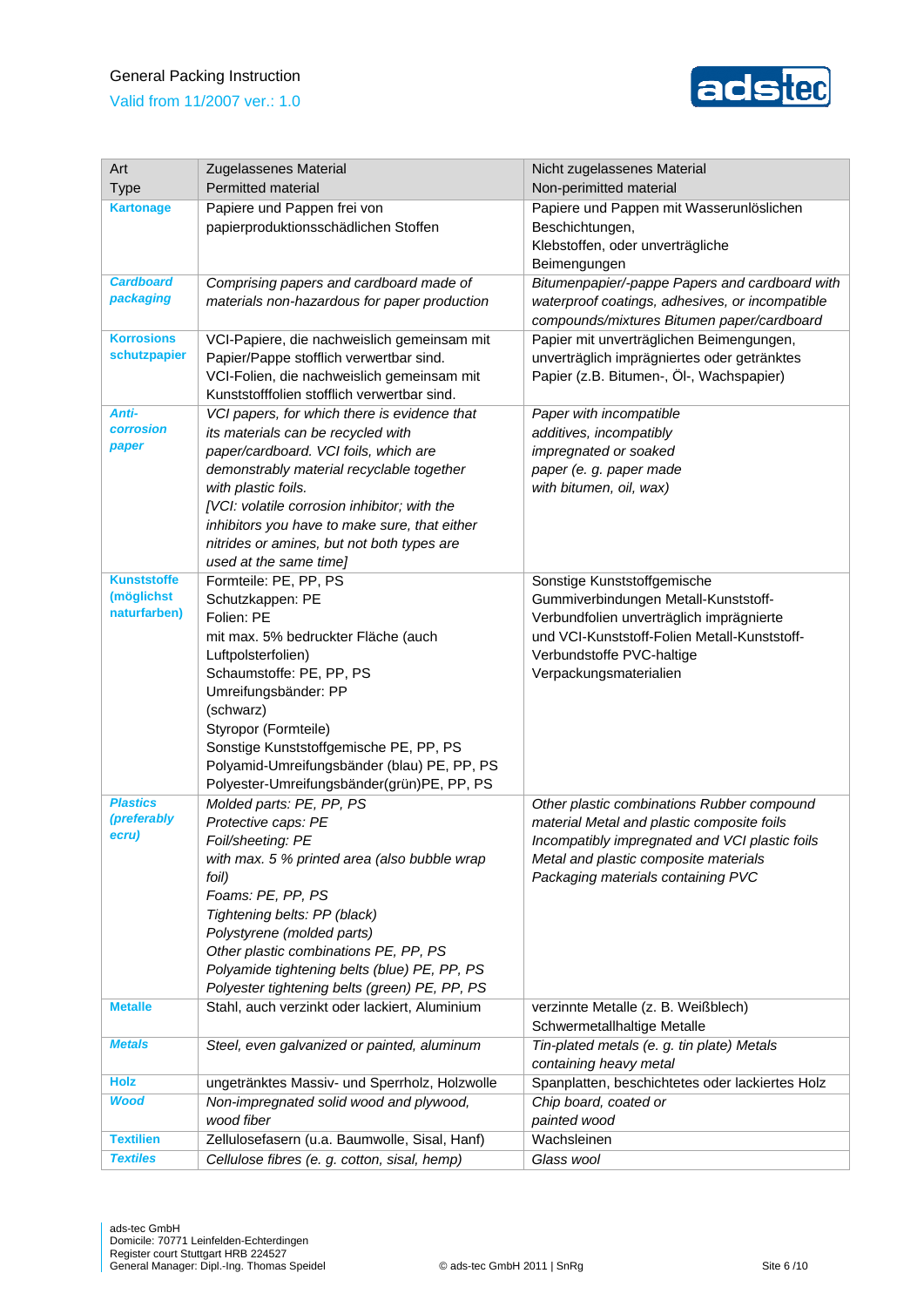| Art<br>Type | Zugelassenes Material<br>Permitted material | Nicht zugelassenes Material<br>Non-perimitted material |
|---|---|---|
| **Kartonage** | Papiere und Pappen frei von papierproduktionsschädlichen Stoffen | Papiere und Pappen mit Wasserunlöslichen Beschichtungen,<br>Klebstoffen, oder unverträgliche Beimengungen |
| ***Cardboard packaging*** | *Comprising papers and cardboard made of materials non-hazardous for paper production* | *Bitumenpapier/-pappe Papers and cardboard with waterproof coatings, adhesives, or incompatible compounds/mixtures Bitumen paper/cardboard* |
| **Korrosions schutzpapier** | VCI-Papiere, die nachweislich gemeinsam mit Papier/Pappe stofflich verwertbar sind.<br>VCI-Folien, die nachweislich gemeinsam mit Kunststofffolien stofflich verwertbar sind. | Papier mit unverträglichen Beimengungen, unverträglich imprägniertes oder getränktes Papier (z.B. Bitumen-, Öl-, Wachspapier) |
| ***Anti-corrosion paper*** | *VCI papers, for which there is evidence that its materials can be recycled with paper/cardboard. VCI foils, which are demonstrably material recyclable together with plastic foils.*<br>*[VCI: volatile corrosion inhibitor; with the inhibitors you have to make sure, that either nitrides or amines, but not both types are used at the same time]* | *Paper with incompatible additives, incompatibly impregnated or soaked paper (e. g. paper made with bitumen, oil, wax)* |
| **Kunststoffe (möglichst naturfarben)** | Formteile: PE, PP, PS<br>Schutzkappen: PE<br>Folien: PE<br>mit max. 5% bedruckter Fläche (auch Luftpolsterfolien)<br>Schaumstoffe: PE, PP, PS<br>Umreifungsbänder: PP<br>(schwarz)<br>Styropor (Formteile)<br>Sonstige Kunststoffgemische PE, PP, PS<br>Polyamid-Umreifungsbänder (blau) PE, PP, PS<br>Polyester-Umreifungsbänder(grün)PE, PP, PS | Sonstige Kunststoffgemische Gummiverbindungen Metall-Kunststoff-Verbundfolien unverträglich imprägnierte und VCI-Kunststoff-Folien Metall-Kunststoff-Verbundstoffe PVC-haltige Verpackungsmaterialien |
| ***Plastics (preferably ecru)*** | *Molded parts: PE, PP, PS*<br>*Protective caps: PE*<br>*Foil/sheeting: PE*<br>*with max. 5 % printed area (also bubble wrap foil)*<br>*Foams: PE, PP, PS*<br>*Tightening belts: PP (black)*<br>*Polystyrene (molded parts)*<br>*Other plastic combinations PE, PP, PS*<br>*Polyamide tightening belts (blue) PE, PP, PS*<br>*Polyester tightening belts (green) PE, PP, PS* | *Other plastic combinations Rubber compound material Metal and plastic composite foils Incompatibly impregnated and VCI plastic foils Metal and plastic composite materials Packaging materials containing PVC* |
| **Metalle** | Stahl, auch verzinkt oder lackiert, Aluminium | verzinnte Metalle (z. B. Weißblech)<br>Schwermetallhaltige Metalle |
| ***Metals*** | *Steel, even galvanized or painted, aluminum* | *Tin-plated metals (e. g. tin plate) Metals containing heavy metal* |
| **Holz** | ungetränktes Massiv- und Sperrholz, Holzwolle | Spanplatten, beschichtetes oder lackiertes Holz |
| ***Wood*** | *Non-impregnated solid wood and plywood, wood fiber* | *Chip board, coated or painted wood* |
| **Textilien** | Zellulosefasern (u.a. Baumwolle, Sisal, Hanf) | Wachsleinen |
| ***Textiles*** | *Cellulose fibres (e. g. cotton, sisal, hemp)* | *Glass wool* |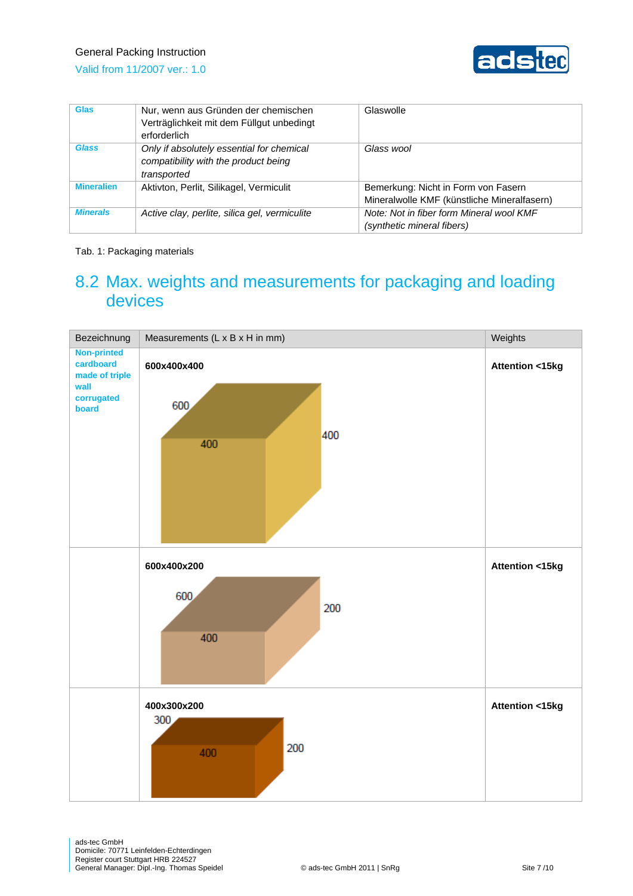| | | |
|---|---|---|
| **Glas** | Nur, wenn aus Gründen der chemischen Verträglichkeit mit dem Füllgut unbedingt erforderlich | Glaswolle |
| ***Glass*** | *Only if absolutely essential for chemical compatibility with the product being transported* | *Glass wool* |
| **Mineralien** | Aktivton, Perlit, Silikagel, Vermiculit | Bemerkung: Nicht in Form von Fasern Mineralwolle KMF (künstliche Mineralfasern) |
| ***Minerals*** | *Active clay, perlite, silica gel, vermiculite* | *Note: Not in fiber form Mineral wool KMF (synthetic mineral fibers)* |

Tab. 1: Packaging materials

## 8.2 Max. weights and measurements for packaging and loading devices

| Bezeichnung | Measurements (L x B x H in mm) | Weights |
|---|---|---|
| **Non-printed cardboard made of triple wall corrugated board** | **600x400x400** (600 / 400 / 400) | **Attention <15kg** |
| | **600x400x200** (600 / 400 / 200) | **Attention <15kg** |
| | **400x300x200** (300 / 400 / 200) | **Attention <15kg** |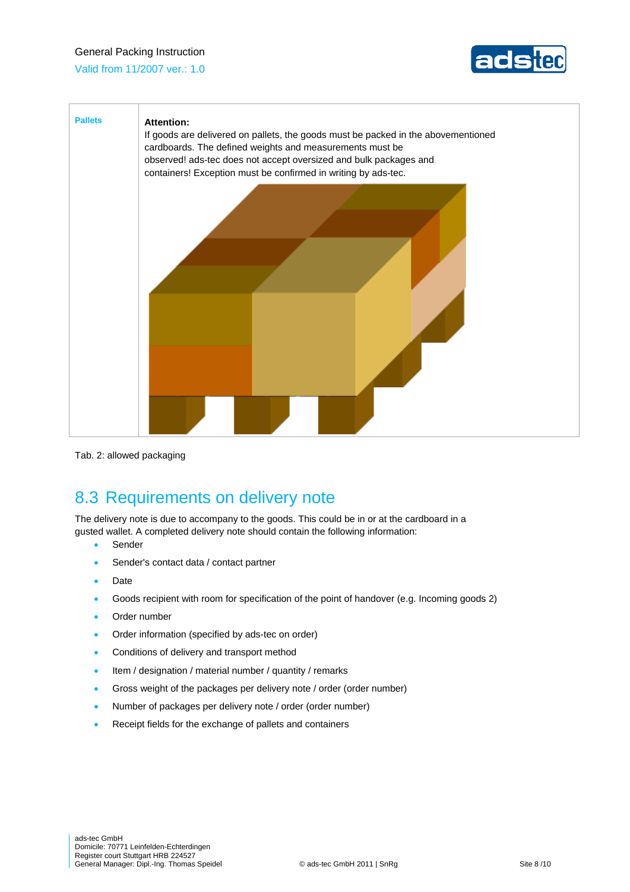| Pallets | **Attention:**<br>If goods are delivered on pallets, the goods must be packed in the abovementioned cardboards. The defined weights and measurements must be observed! ads-tec does not accept oversized and bulk packages and containers! Exception must be confirmed in writing by ads-tec. |
|---|---|

Tab. 2: allowed packaging

## 8.3 Requirements on delivery note

The delivery note is due to accompany to the goods. This could be in or at the cardboard in a gusted wallet. A completed delivery note should contain the following information:

- Sender
- Sender's contact data / contact partner
- Date
- Goods recipient with room for specification of the point of handover (e.g. Incoming goods 2)
- Order number
- Order information (specified by ads-tec on order)
- Conditions of delivery and transport method
- Item / designation / material number / quantity / remarks
- Gross weight of the packages per delivery note / order (order number)
- Number of packages per delivery note / order (order number)
- Receipt fields for the exchange of pallets and containers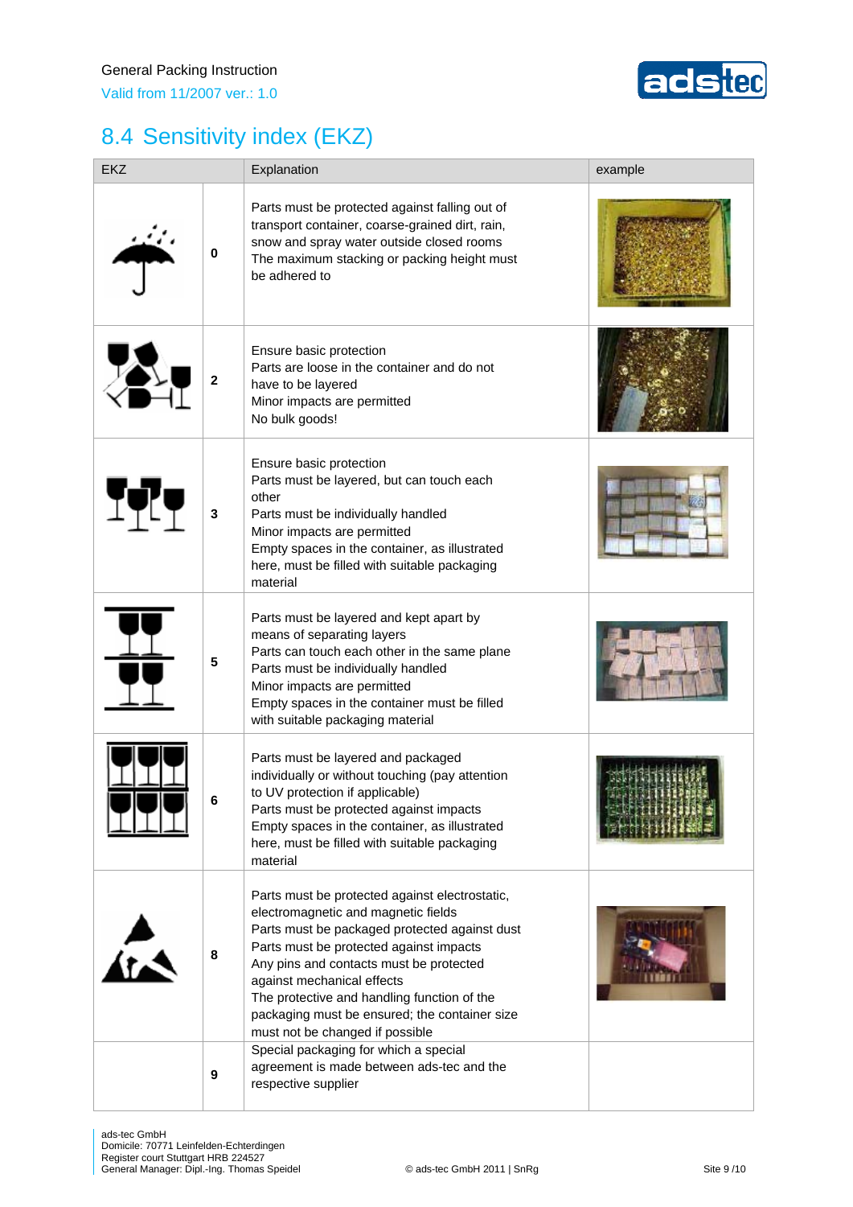## 8.4 Sensitivity index (EKZ)

| EKZ | | Explanation | example |
|---|---|---|---|
| | 0 | Parts must be protected against falling out of transport container, coarse-grained dirt, rain, snow and spray water outside closed rooms<br>The maximum stacking or packing height must be adhered to | |
| | 2 | Ensure basic protection<br>Parts are loose in the container and do not have to be layered<br>Minor impacts are permitted<br>No bulk goods! | |
| | 3 | Ensure basic protection<br>Parts must be layered, but can touch each other<br>Parts must be individually handled<br>Minor impacts are permitted<br>Empty spaces in the container, as illustrated here, must be filled with suitable packaging material | |
| | 5 | Parts must be layered and kept apart by means of separating layers<br>Parts can touch each other in the same plane<br>Parts must be individually handled<br>Minor impacts are permitted<br>Empty spaces in the container must be filled with suitable packaging material | |
| | 6 | Parts must be layered and packaged individually or without touching (pay attention to UV protection if applicable)<br>Parts must be protected against impacts<br>Empty spaces in the container, as illustrated here, must be filled with suitable packaging material | |
| | 8 | Parts must be protected against electrostatic, electromagnetic and magnetic fields<br>Parts must be packaged protected against dust<br>Parts must be protected against impacts<br>Any pins and contacts must be protected against mechanical effects<br>The protective and handling function of the packaging must be ensured; the container size must not be changed if possible | |
| | 9 | Special packaging for which a special agreement is made between ads-tec and the respective supplier | |

ads-tec GmbH
Domicile: 70771 Leinfelden-Echterdingen
Register court Stuttgart HRB 224527
General Manager: Dipl.-Ing. Thomas Speidel

© ads-tec GmbH 2011 | SnRg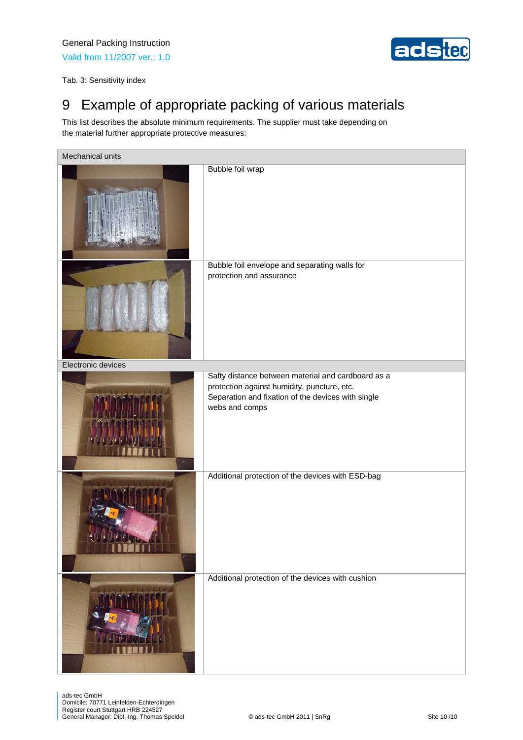Tab. 3: Sensitivity index

# 9 Example of appropriate packing of various materials

This list describes the absolute minimum requirements. The supplier must take depending on the material further appropriate protective measures:

| | |
|---|---|
| **Mechanical units** | |
| | Bubble foil wrap |
| | Bubble foil envelope and separating walls for protection and assurance |
| **Electronic devices** | |
| | Safty distance between material and cardboard as a protection against humidity, puncture, etc. Separation and fixation of the devices with single webs and comps |
| | Additional protection of the devices with ESD-bag |
| | Additional protection of the devices with cushion |